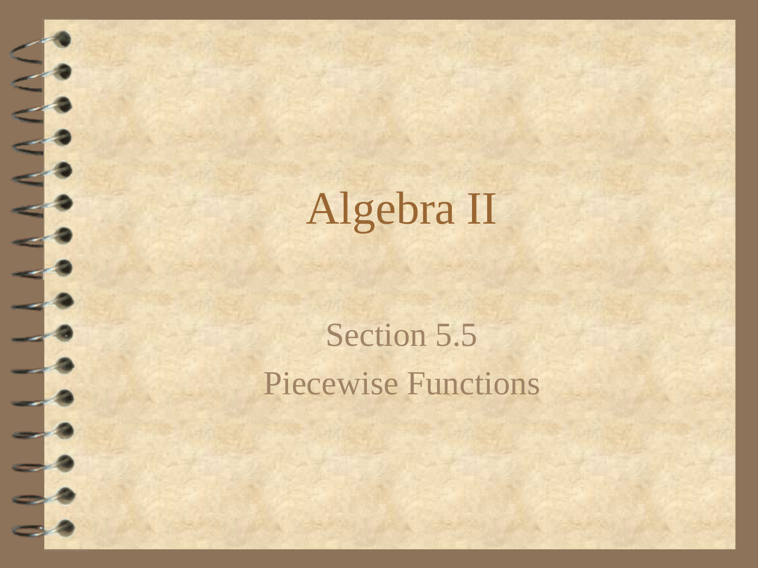# Algebra II

Section 5.5

Piecewise Functions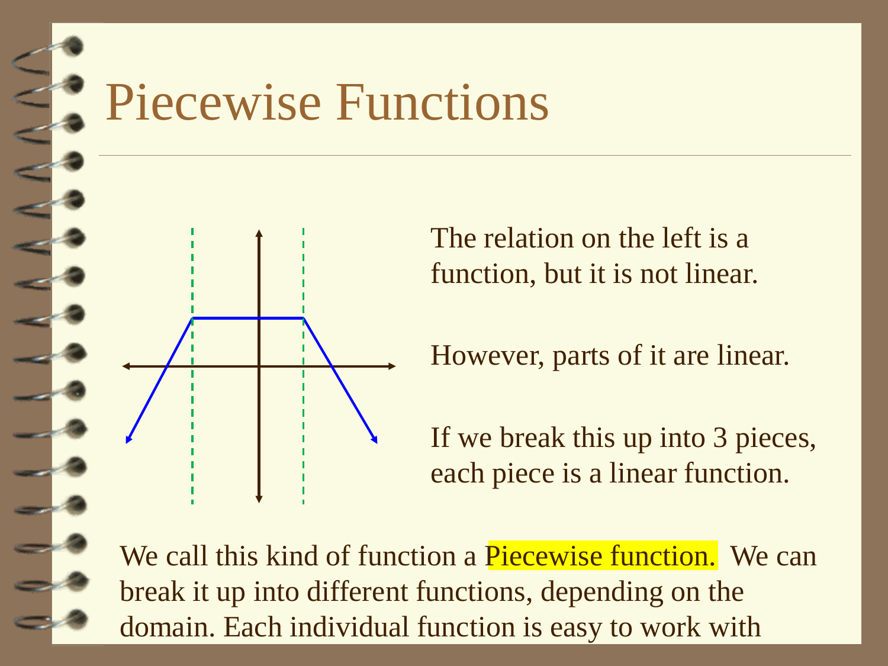# Piecewise Functions

The relation on the left is a function, but it is not linear.

However, parts of it are linear.

If we break this up into 3 pieces, each piece is a linear function.

We call this kind of function a Piecewise function. We can break it up into different functions, depending on the domain. Each individual function is easy to work with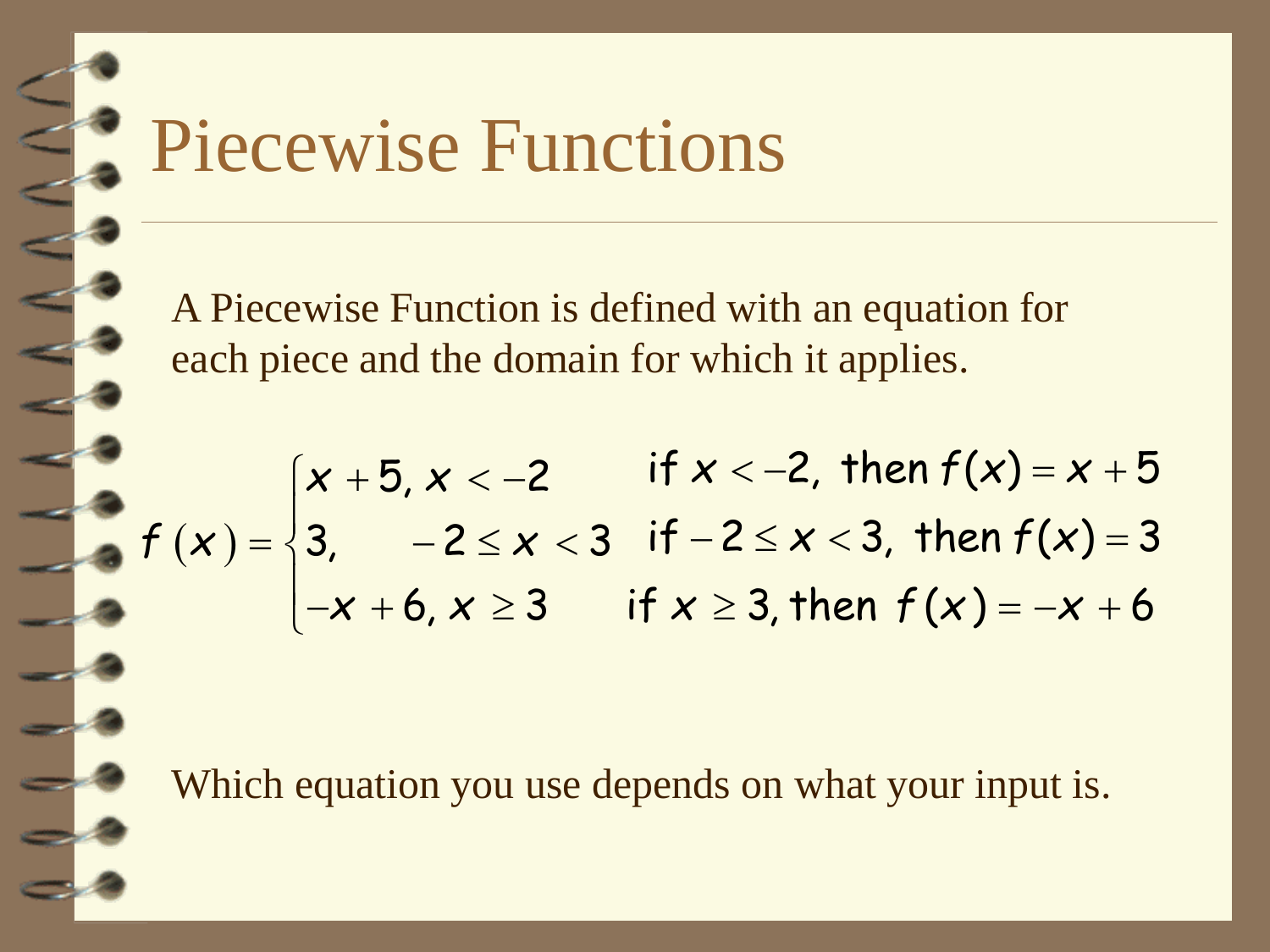# Piecewise Functions

A Piecewise Function is defined with an equation for each piece and the domain for which it applies.

$$f(x) = \begin{cases} x + 5, & x < -2 \\ 3, & -2 \le x < 3 \\ -x + 6, & x \ge 3 \end{cases}$$

if $x < -2$, then $f(x) = x + 5$

if $-2 \le x < 3$, then $f(x) = 3$

if $x \ge 3$, then $f(x) = -x + 6$

Which equation you use depends on what your input is.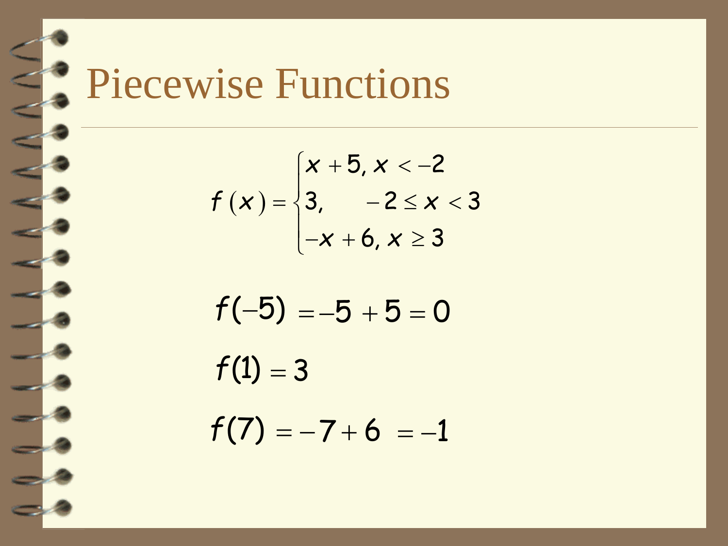# Piecewise Functions

$$f(x) = \begin{cases} x+5, & x < -2 \\ 3, & -2 \leq x < 3 \\ -x+6, & x \geq 3 \end{cases}$$

$$f(-5) = -5 + 5 = 0$$

$$f(1) = 3$$

$$f(7) = -7 + 6 = -1$$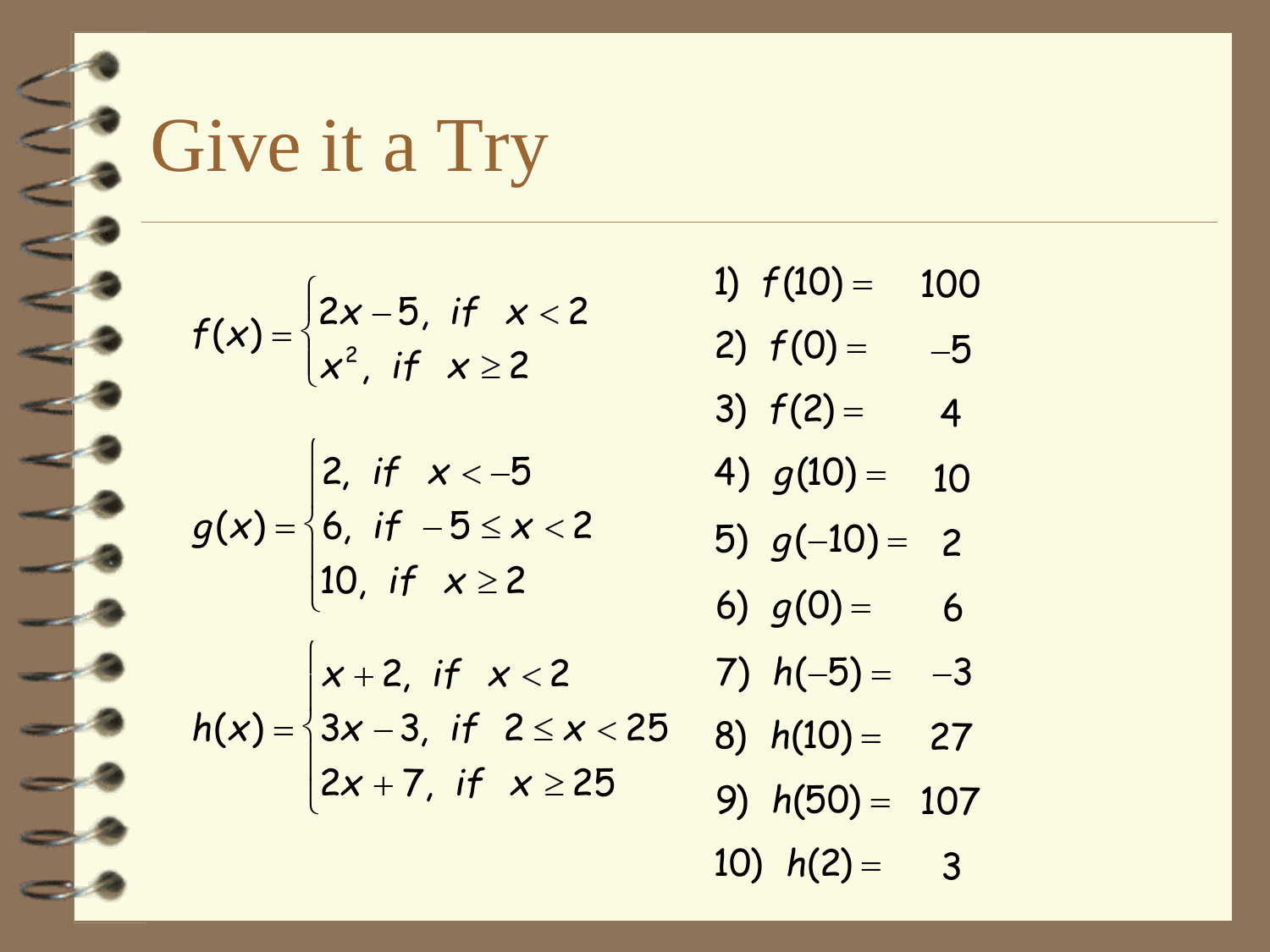# Give it a Try

$$f(x) = \begin{cases} 2x - 5, & \text{if } x < 2 \\ x^2, & \text{if } x \geq 2 \end{cases}$$

$$g(x) = \begin{cases} 2, & \text{if } x < -5 \\ 6, & \text{if } -5 \leq x < 2 \\ 10, & \text{if } x \geq 2 \end{cases}$$

$$h(x) = \begin{cases} x + 2, & \text{if } x < 2 \\ 3x - 3, & \text{if } 2 \leq x < 25 \\ 2x + 7, & \text{if } x \geq 25 \end{cases}$$

1) $f(10) =$ 100
2) $f(0) =$ $-5$
3) $f(2) =$ 4
4) $g(10) =$ 10
5) $g(-10) =$ 2
6) $g(0) =$ 6
7) $h(-5) =$ $-3$
8) $h(10) =$ 27
9) $h(50) =$ 107
10) $h(2) =$ 3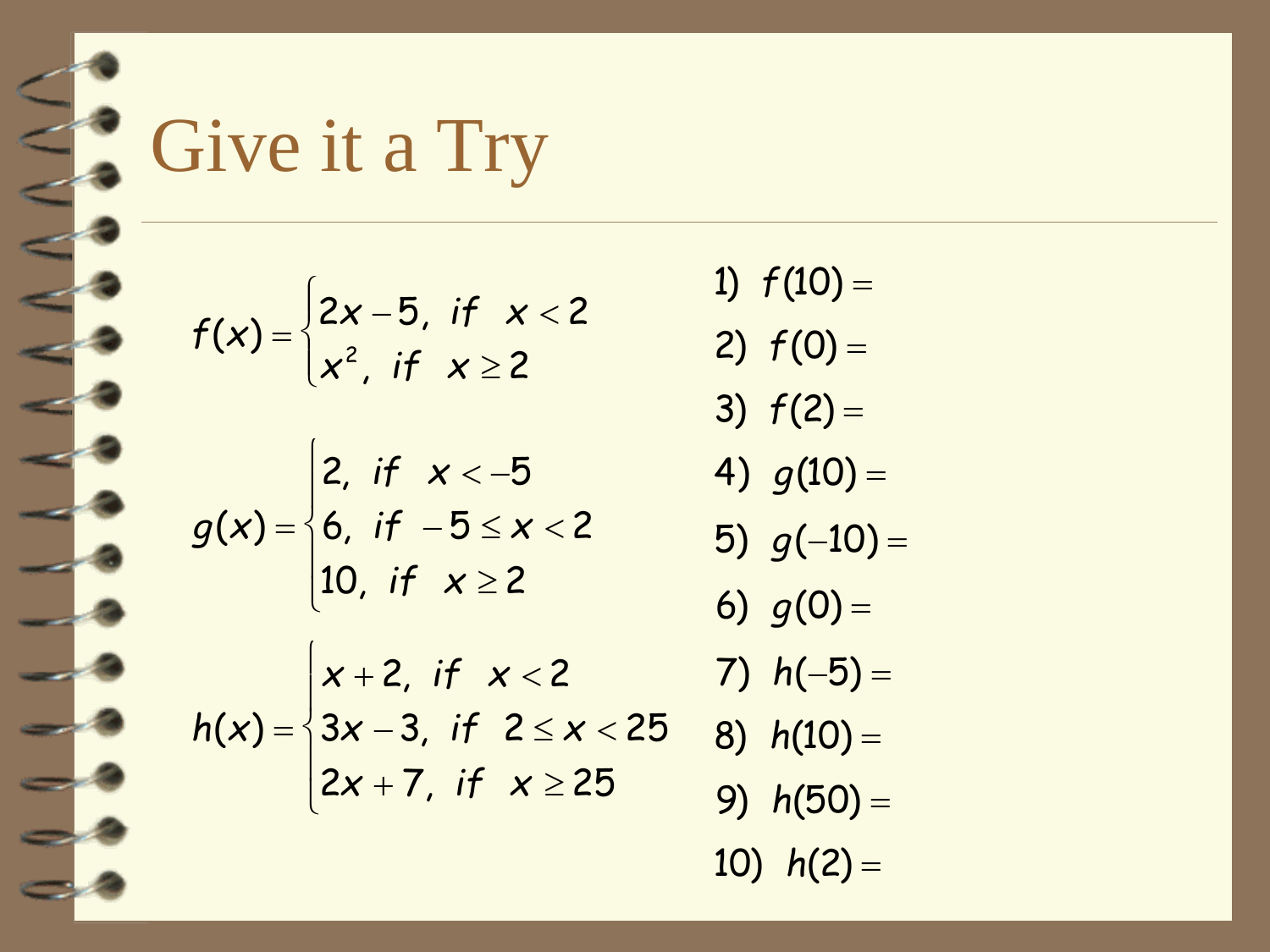# Give it a Try

$$f(x) = \begin{cases} 2x - 5, & \text{if } x < 2 \\ x^2, & \text{if } x \geq 2 \end{cases}$$

$$g(x) = \begin{cases} 2, & \text{if } x < -5 \\ 6, & \text{if } -5 \leq x < 2 \\ 10, & \text{if } x \geq 2 \end{cases}$$

$$h(x) = \begin{cases} x + 2, & \text{if } x < 2 \\ 3x - 3, & \text{if } 2 \leq x < 25 \\ 2x + 7, & \text{if } x \geq 25 \end{cases}$$

1) $f(10) =$

2) $f(0) =$

3) $f(2) =$

4) $g(10) =$

5) $g(-10) =$

6) $g(0) =$

7) $h(-5) =$

8) $h(10) =$

9) $h(50) =$

10) $h(2) =$